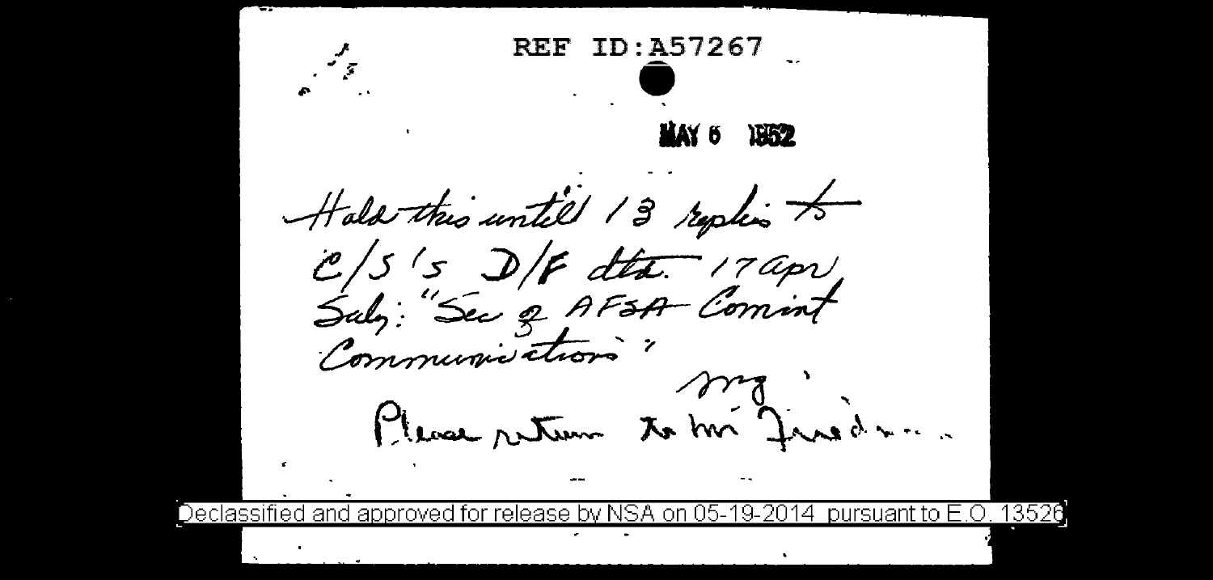REF ID:A57267

MAY 6 1952

Hold this until 13 replies to C/S's D/F dtd. 17 Apr Subj: "Sec of AFSA Comint Communications"

mg

Please return to Mr Friedman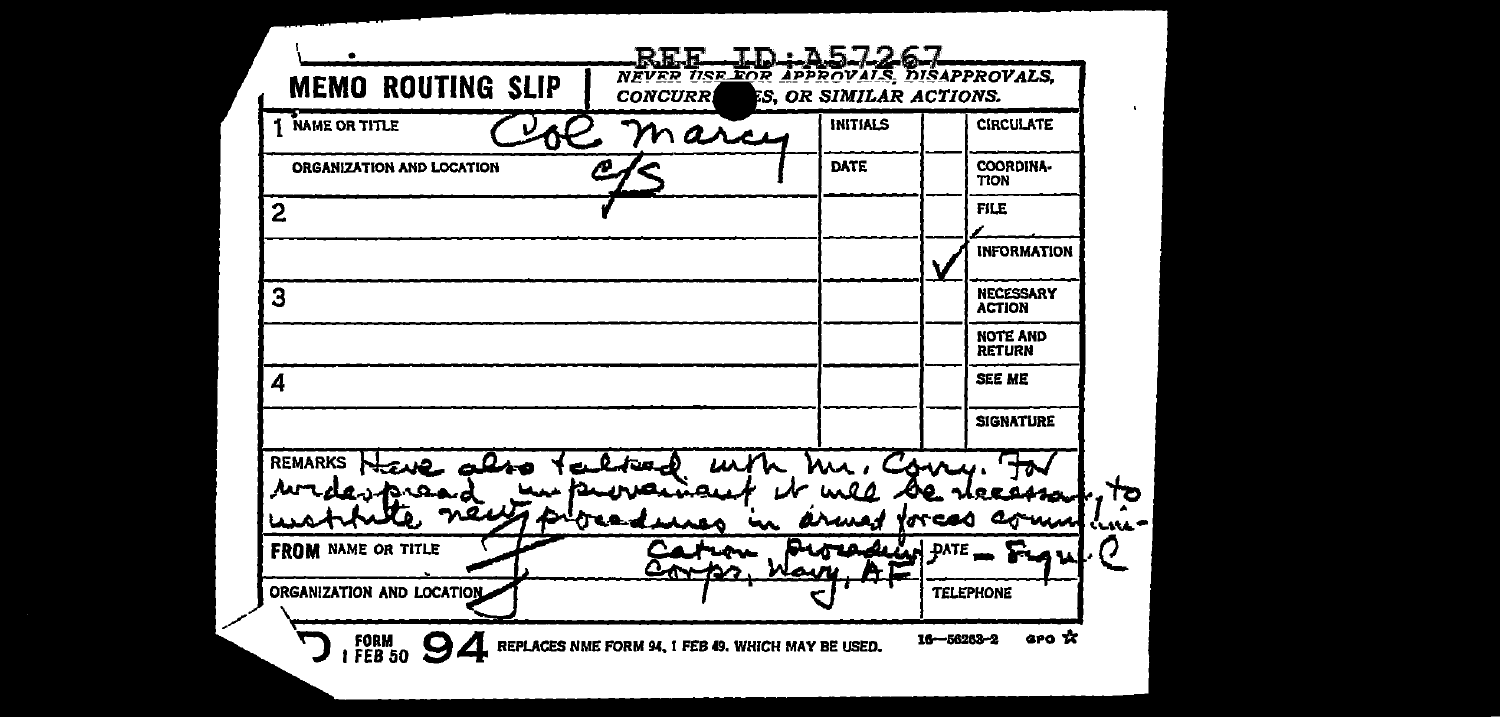REF ID:A57267

**MEMO ROUTING SLIP** | *NEVER USE FOR APPROVALS, DISAPPROVALS, CONCURRENCES, OR SIMILAR ACTIONS.*

| NAME OR TITLE | INITIALS | | |
|---|---|---|---|
| 1 Col Marcy | | | CIRCULATE |
| ORGANIZATION AND LOCATION C/S | DATE | | COORDINATION |
| 2 | | | FILE |
| | | ✓ | INFORMATION |
| 3 | | | NECESSARY ACTION |
| | | | NOTE AND RETURN |
| 4 | | | SEE ME |
| | | | SIGNATURE |

REMARKS Have also talked with Mr. Corry. For widespread improvement it will be necessary to institute new procedures in armed forces communication procedure Corps, Navy, AF

FROM NAME OR TITLE | DATE — Friedman

ORGANIZATION AND LOCATION | TELEPHONE

FORM 1 FEB 50 94 REPLACES NME FORM 94, 1 FEB 49, WHICH MAY BE USED. 16—56253-2 GPO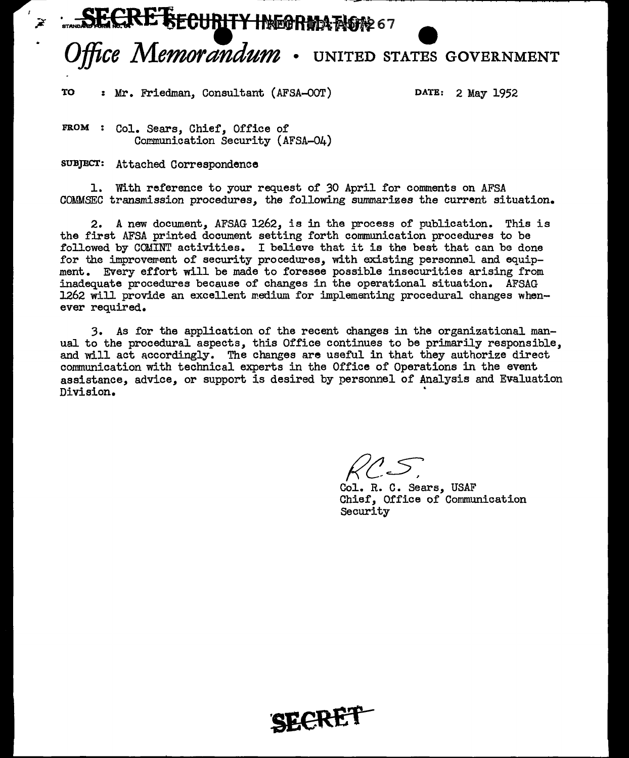SECRET SECURITY INFORMATION

# *Office Memorandum* • UNITED STATES GOVERNMENT

TO : Mr. Friedman, Consultant (AFSA-OOT) DATE: 2 May 1952

FROM : Col. Sears, Chief, Office of Communication Security (AFSA-04)

SUBJECT: Attached Correspondence

1. With reference to your request of 30 April for comments on AFSA COMMSEC transmission procedures, the following summarizes the current situation.

2. A new document, AFSAG 1262, is in the process of publication. This is the first AFSA printed document setting forth communication procedures to be followed by COMINT activities. I believe that it is the best that can be done for the improvement of security procedures, with existing personnel and equipment. Every effort will be made to foresee possible insecurities arising from inadequate procedures because of changes in the operational situation. AFSAG 1262 will provide an excellent medium for implementing procedural changes whenever required.

3. As for the application of the recent changes in the organizational manual to the procedural aspects, this Office continues to be primarily responsible, and will act accordingly. The changes are useful in that they authorize direct communication with technical experts in the Office of Operations in the event assistance, advice, or support is desired by personnel of Analysis and Evaluation Division.

RCS

Col. R. C. Sears, USAF
Chief, Office of Communication Security

SECRET